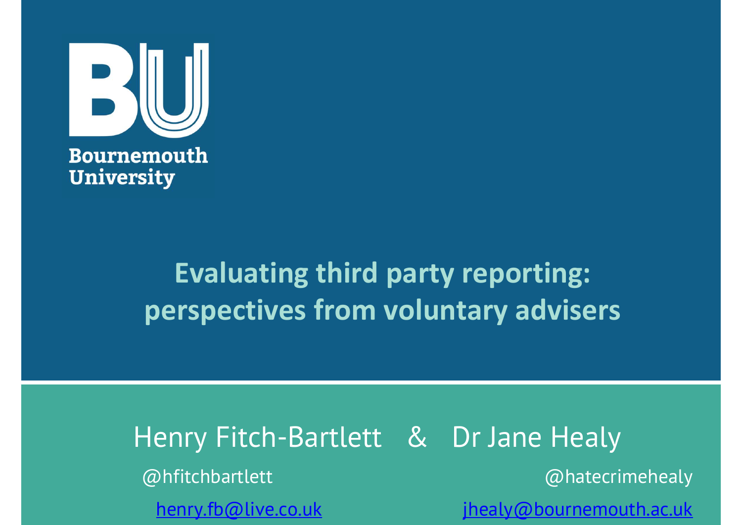Bournemouth University

# Evaluating third party reporting: perspectives from voluntary advisers

Henry Fitch-Bartlett & Dr Jane Healy

@hfitchbartlett

henry.fb@live.co.uk

@hatecrimehealy

jhealy@bournemouth.ac.uk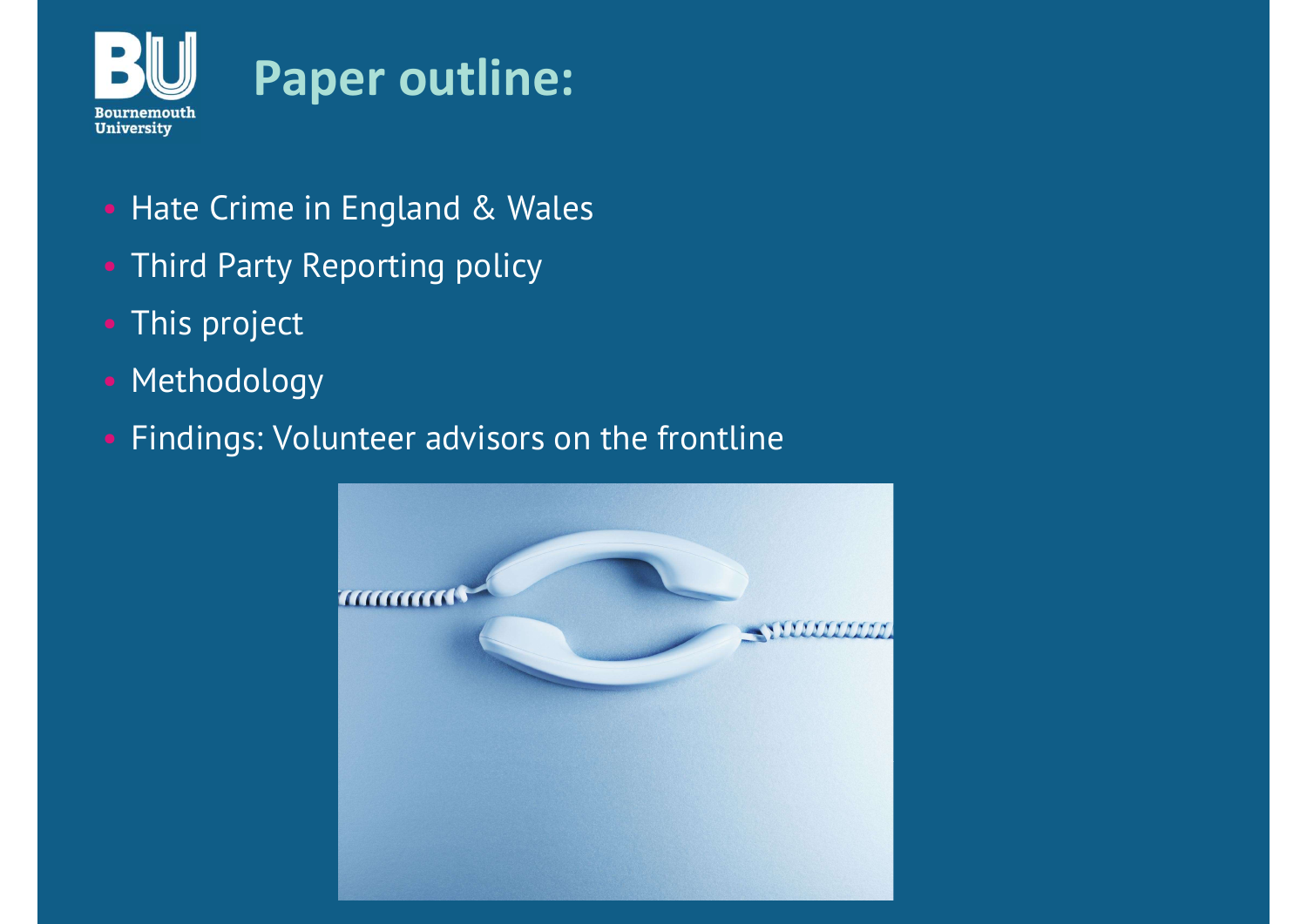# Paper outline:

- Hate Crime in England & Wales
- Third Party Reporting policy
- This project
- Methodology
- Findings: Volunteer advisors on the frontline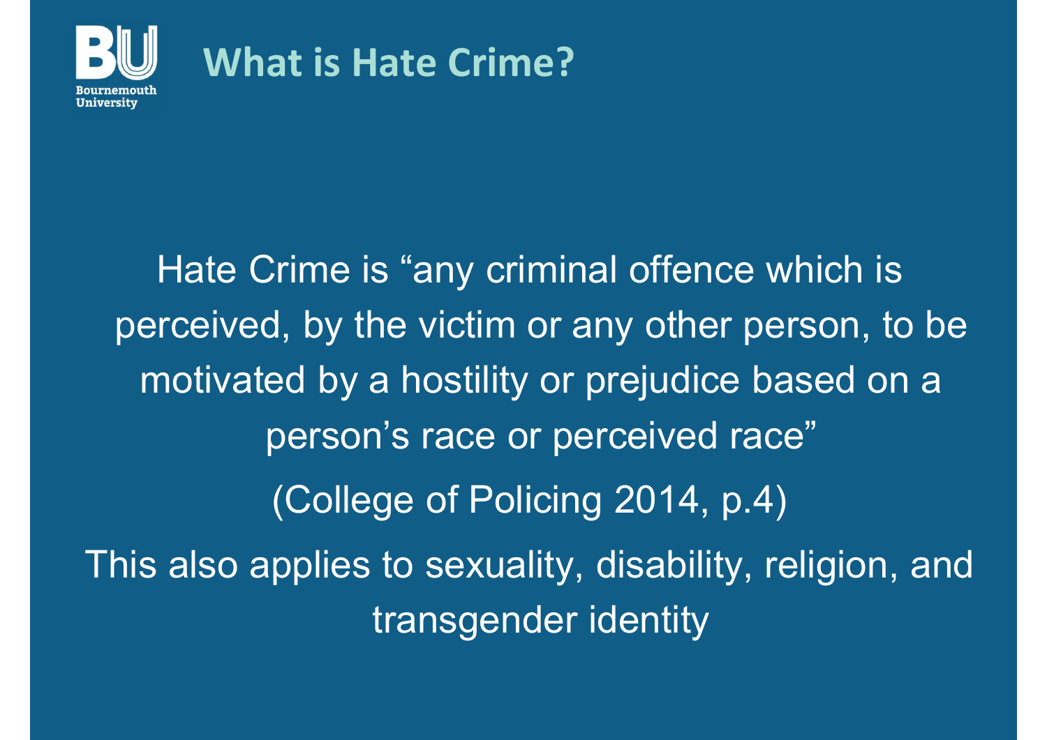# What is Hate Crime?

Hate Crime is “any criminal offence which is perceived, by the victim or any other person, to be motivated by a hostility or prejudice based on a person’s race or perceived race”

(College of Policing 2014, p.4)

This also applies to sexuality, disability, religion, and transgender identity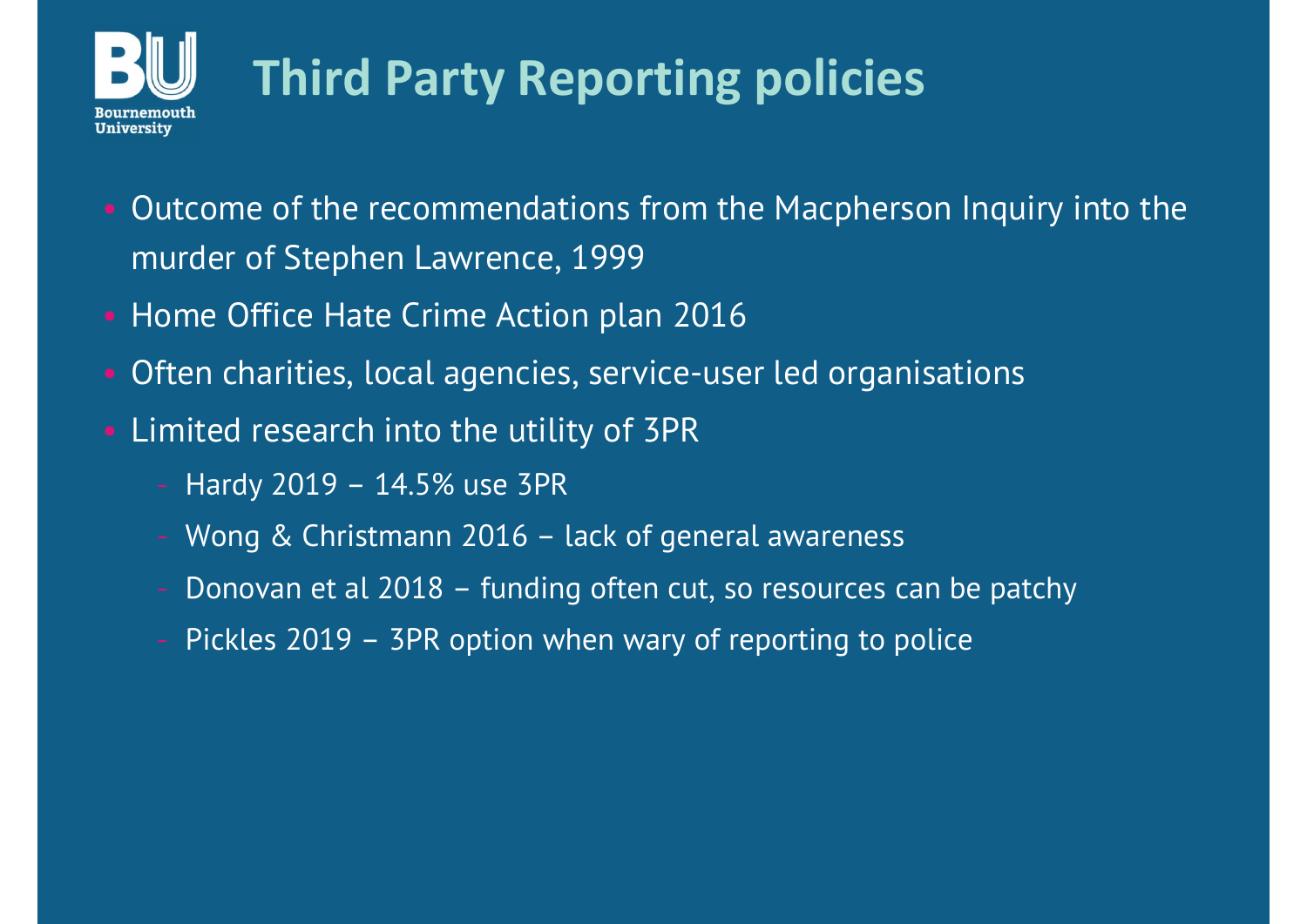# Third Party Reporting policies

- Outcome of the recommendations from the Macpherson Inquiry into the murder of Stephen Lawrence, 1999
- Home Office Hate Crime Action plan 2016
- Often charities, local agencies, service-user led organisations
- Limited research into the utility of 3PR
  - Hardy 2019 – 14.5% use 3PR
  - Wong & Christmann 2016 – lack of general awareness
  - Donovan et al 2018 – funding often cut, so resources can be patchy
  - Pickles 2019 – 3PR option when wary of reporting to police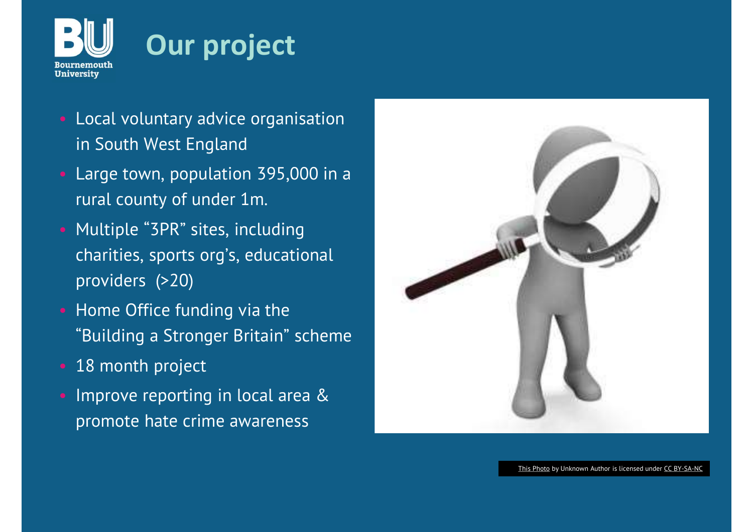# Our project

- Local voluntary advice organisation in South West England
- Large town, population 395,000 in a rural county of under 1m.
- Multiple "3PR" sites, including charities, sports org's, educational providers (>20)
- Home Office funding via the "Building a Stronger Britain" scheme
- 18 month project
- Improve reporting in local area & promote hate crime awareness

This Photo by Unknown Author is licensed under CC BY-SA-NC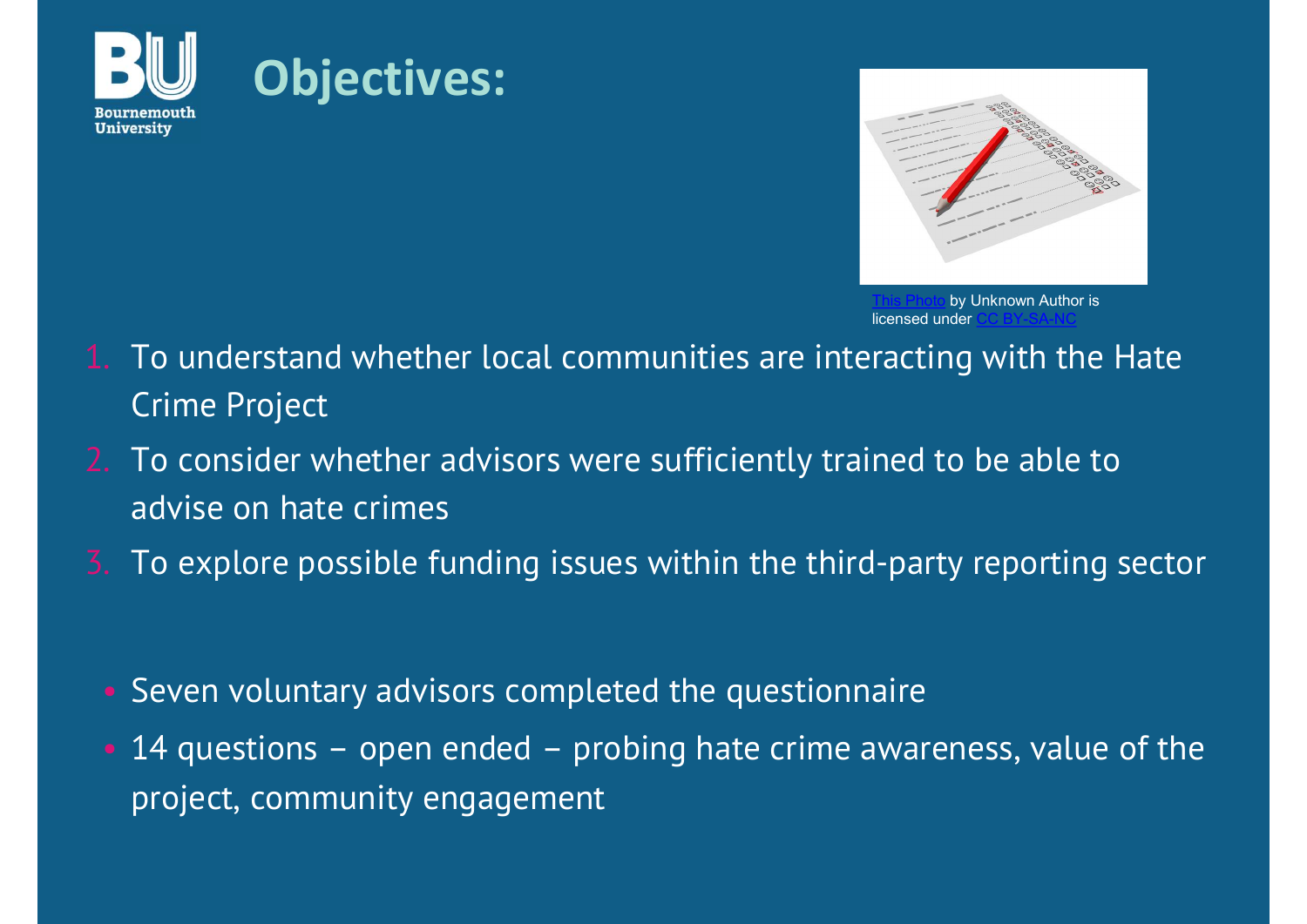# Objectives:

This Photo by Unknown Author is licensed under CC BY-SA-NC

1. To understand whether local communities are interacting with the Hate Crime Project
2. To consider whether advisors were sufficiently trained to be able to advise on hate crimes
3. To explore possible funding issues within the third-party reporting sector

- Seven voluntary advisors completed the questionnaire
- 14 questions – open ended – probing hate crime awareness, value of the project, community engagement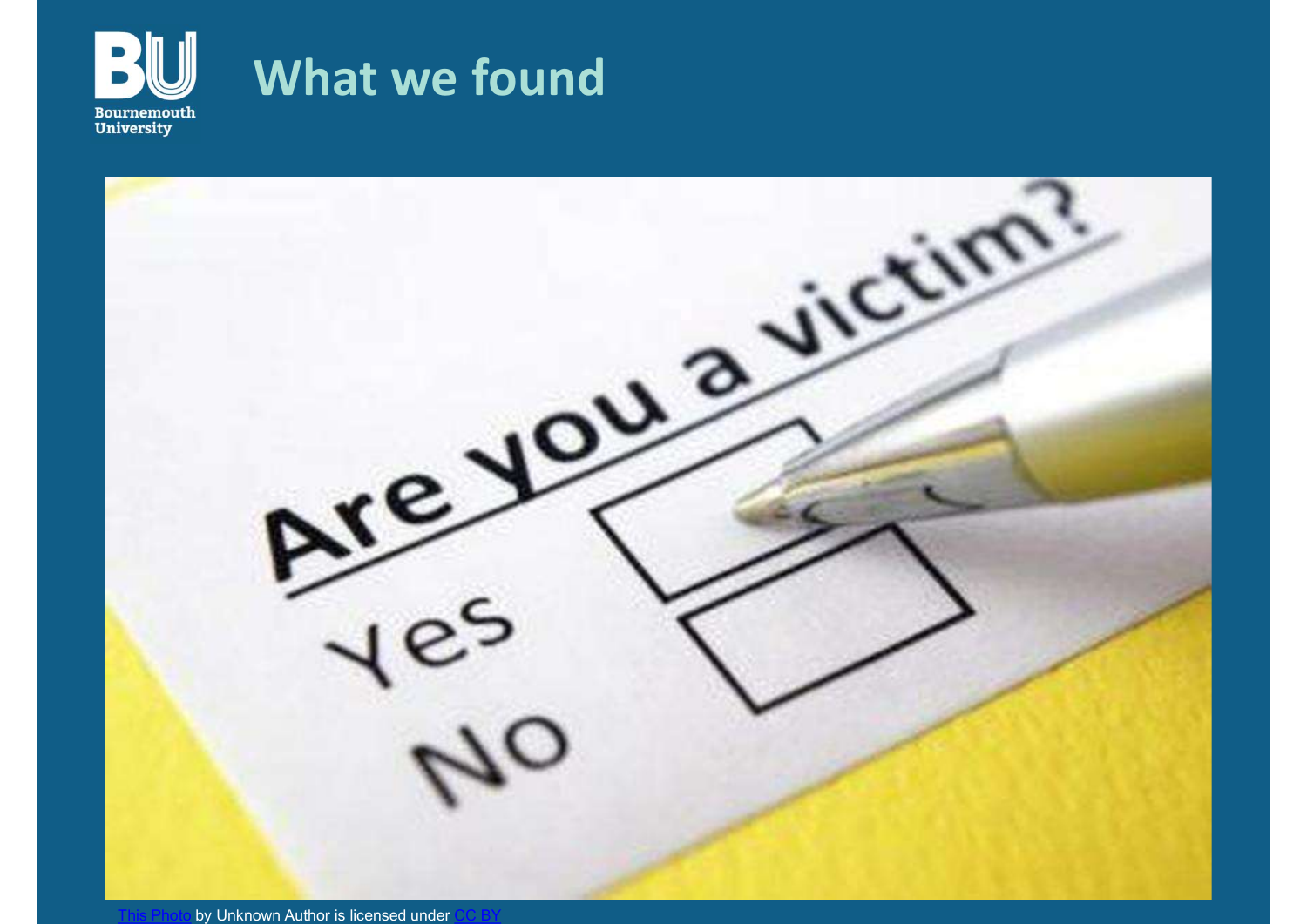# What we found

This Photo by Unknown Author is licensed under CC BY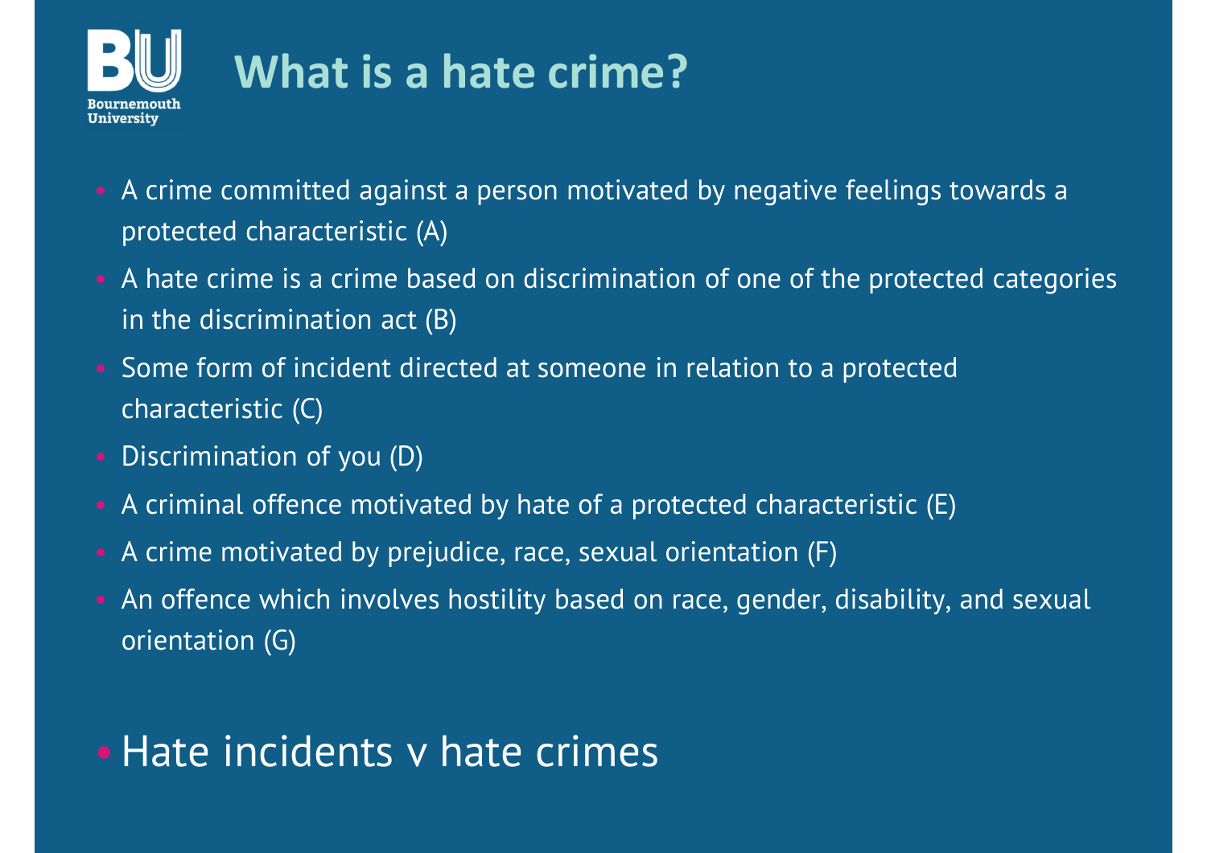# What is a hate crime?

- A crime committed against a person motivated by negative feelings towards a protected characteristic (A)
- A hate crime is a crime based on discrimination of one of the protected categories in the discrimination act (B)
- Some form of incident directed at someone in relation to a protected characteristic (C)
- Discrimination of you (D)
- A criminal offence motivated by hate of a protected characteristic (E)
- A crime motivated by prejudice, race, sexual orientation (F)
- An offence which involves hostility based on race, gender, disability, and sexual orientation (G)

- Hate incidents v hate crimes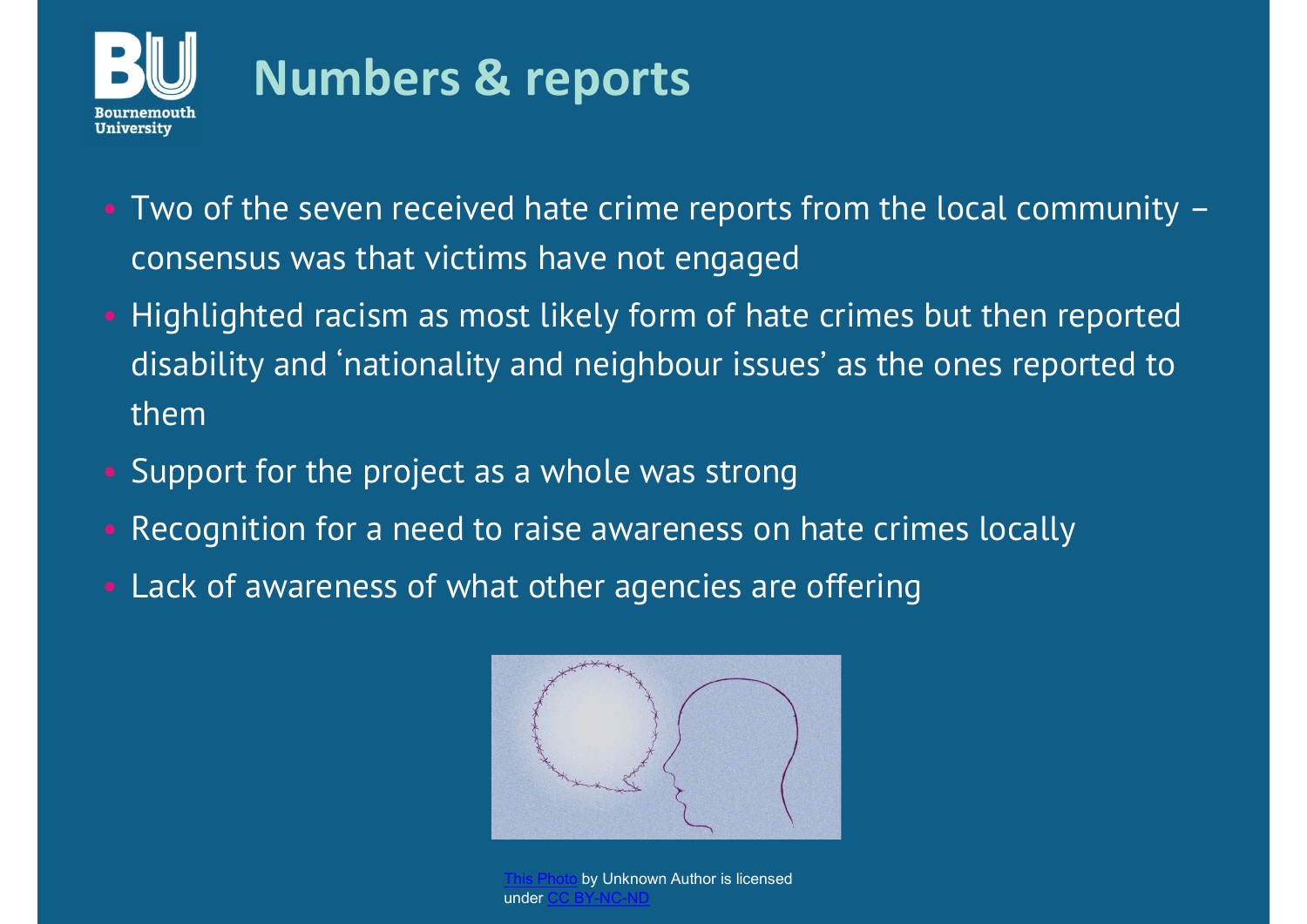# Numbers & reports

- Two of the seven received hate crime reports from the local community – consensus was that victims have not engaged
- Highlighted racism as most likely form of hate crimes but then reported disability and 'nationality and neighbour issues' as the ones reported to them
- Support for the project as a whole was strong
- Recognition for a need to raise awareness on hate crimes locally
- Lack of awareness of what other agencies are offering

This Photo by Unknown Author is licensed under CC BY-NC-ND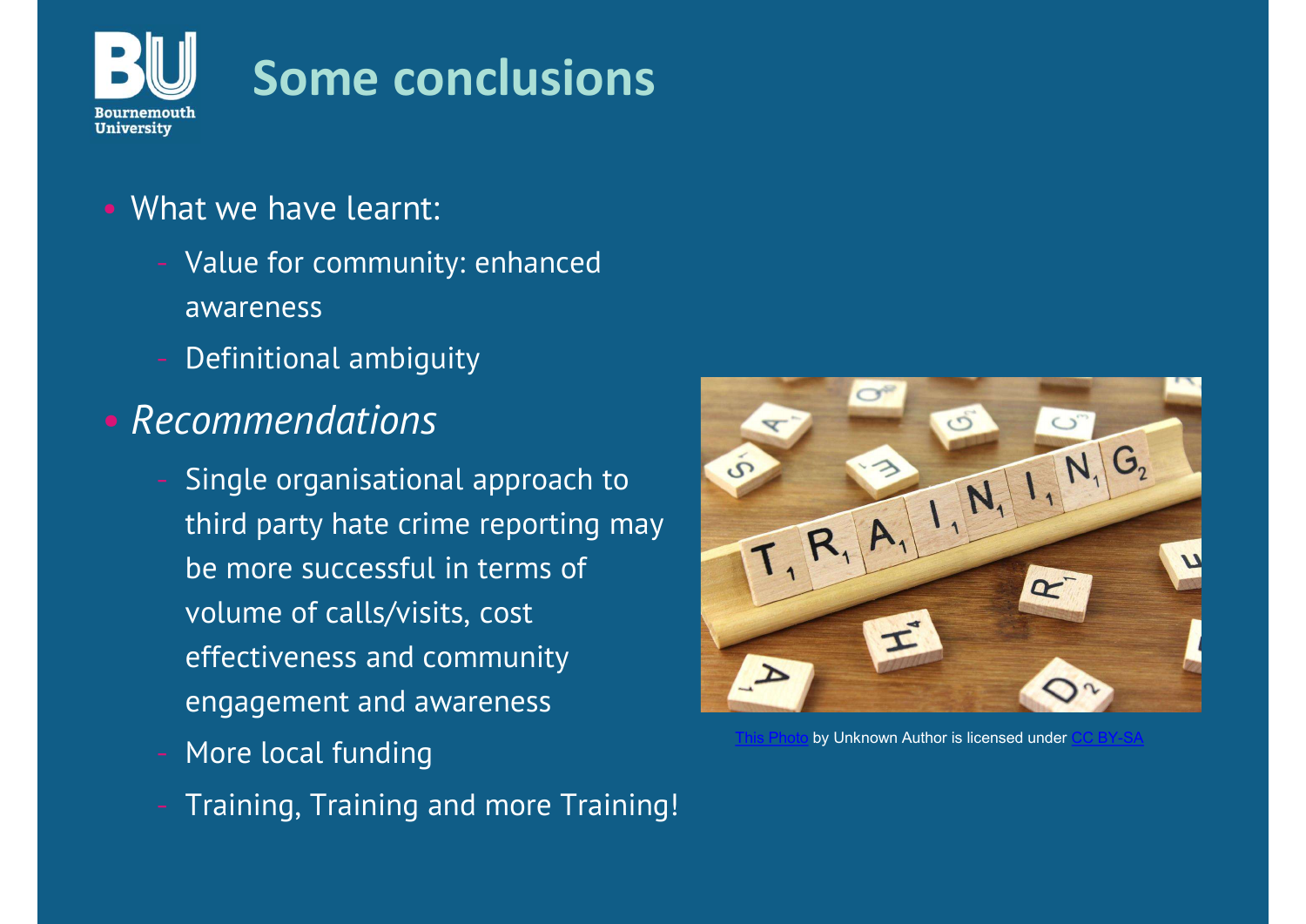# Some conclusions

- What we have learnt:
  - Value for community: enhanced awareness
  - Definitional ambiguity
- *Recommendations*
  - Single organisational approach to third party hate crime reporting may be more successful in terms of volume of calls/visits, cost effectiveness and community engagement and awareness
  - More local funding
  - Training, Training and more Training!

This Photo by Unknown Author is licensed under CC BY-SA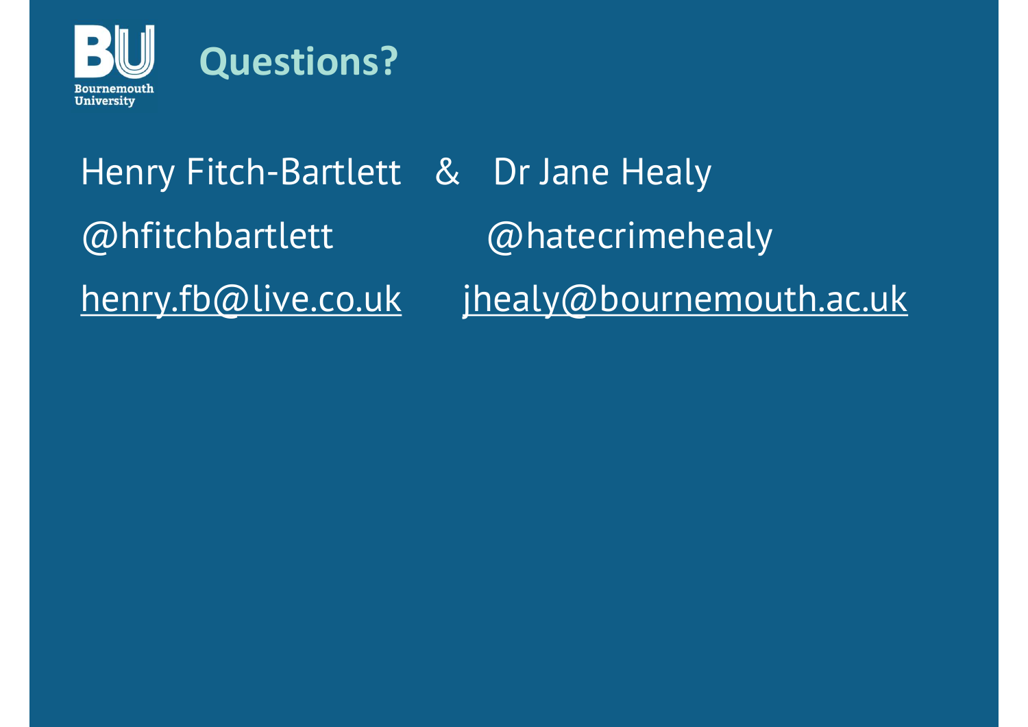# Questions?

Henry Fitch-Bartlett & Dr Jane Healy

@hfitchbartlett @hatecrimehealy

henry.fb@live.co.uk jhealy@bournemouth.ac.uk